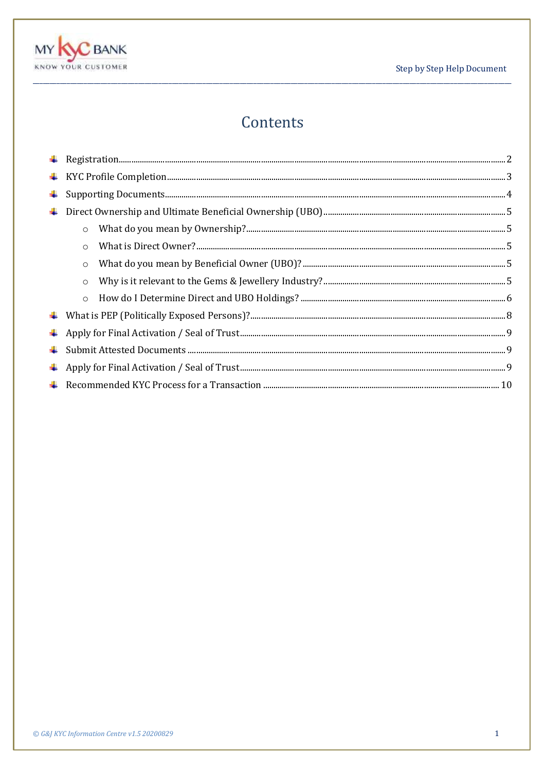# Contents

- Registration ........ 2
- KYC Profile Completion ........ 3
- Supporting Documents ........ 4
- Direct Ownership and Ultimate Beneficial Ownership (UBO) ........ 5
  - What do you mean by Ownership? ........ 5
  - What is Direct Owner? ........ 5
  - What do you mean by Beneficial Owner (UBO)? ........ 5
  - Why is it relevant to the Gems & Jewellery Industry? ........ 5
  - How do I Determine Direct and UBO Holdings? ........ 6
- What is PEP (Politically Exposed Persons)? ........ 8
- Apply for Final Activation / Seal of Trust ........ 9
- Submit Attested Documents ........ 9
- Apply for Final Activation / Seal of Trust ........ 9
- Recommended KYC Process for a Transaction ........ 10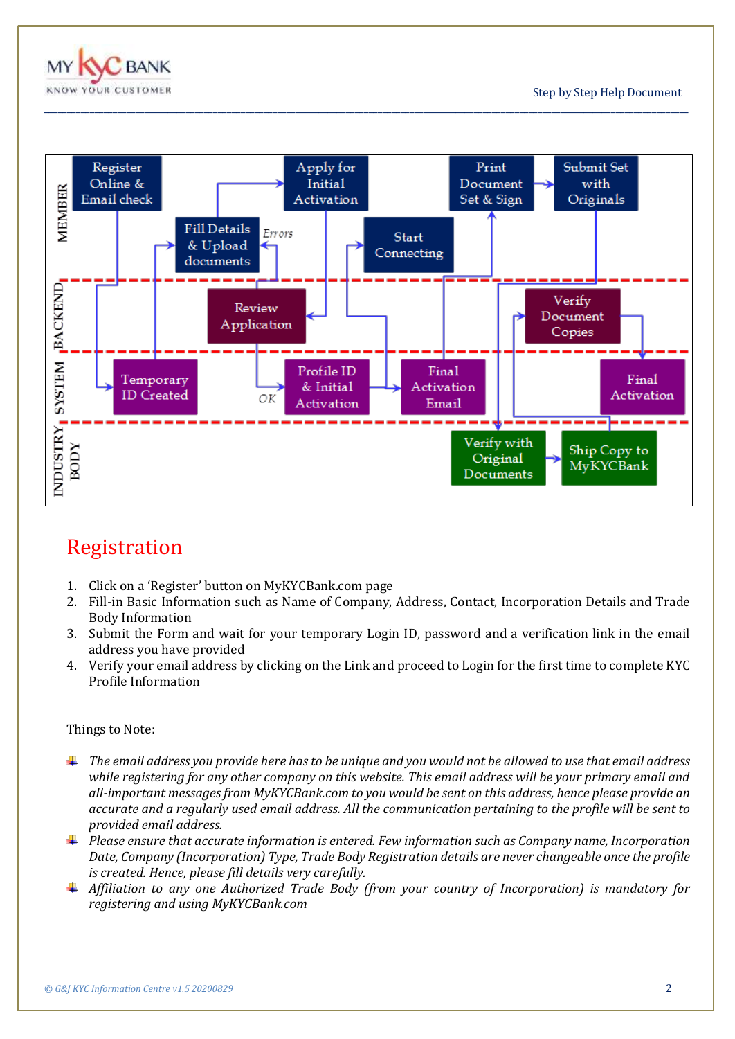MEMBER | BACKEND | SYSTEM | INDUSTRY BODY

Register Online & Email check

Fill Details & Upload documents

Errors

Apply for Initial Activation

Start Connecting

Print Document Set & Sign

Submit Set with Originals

Review Application

Verify Document Copies

Temporary ID Created

OK

Profile ID & Initial Activation

Final Activation Email

Final Activation

Verify with Original Documents

Ship Copy to MyKYCBank

# Registration

1. Click on a 'Register' button on MyKYCBank.com page
2. Fill-in Basic Information such as Name of Company, Address, Contact, Incorporation Details and Trade Body Information
3. Submit the Form and wait for your temporary Login ID, password and a verification link in the email address you have provided
4. Verify your email address by clicking on the Link and proceed to Login for the first time to complete KYC Profile Information

Things to Note:

- *The email address you provide here has to be unique and you would not be allowed to use that email address while registering for any other company on this website. This email address will be your primary email and all-important messages from MyKYCBank.com to you would be sent on this address, hence please provide an accurate and a regularly used email address. All the communication pertaining to the profile will be sent to provided email address.*
- *Please ensure that accurate information is entered. Few information such as Company name, Incorporation Date, Company (Incorporation) Type, Trade Body Registration details are never changeable once the profile is created. Hence, please fill details very carefully.*
- *Affiliation to any one Authorized Trade Body (from your country of Incorporation) is mandatory for registering and using MyKYCBank.com*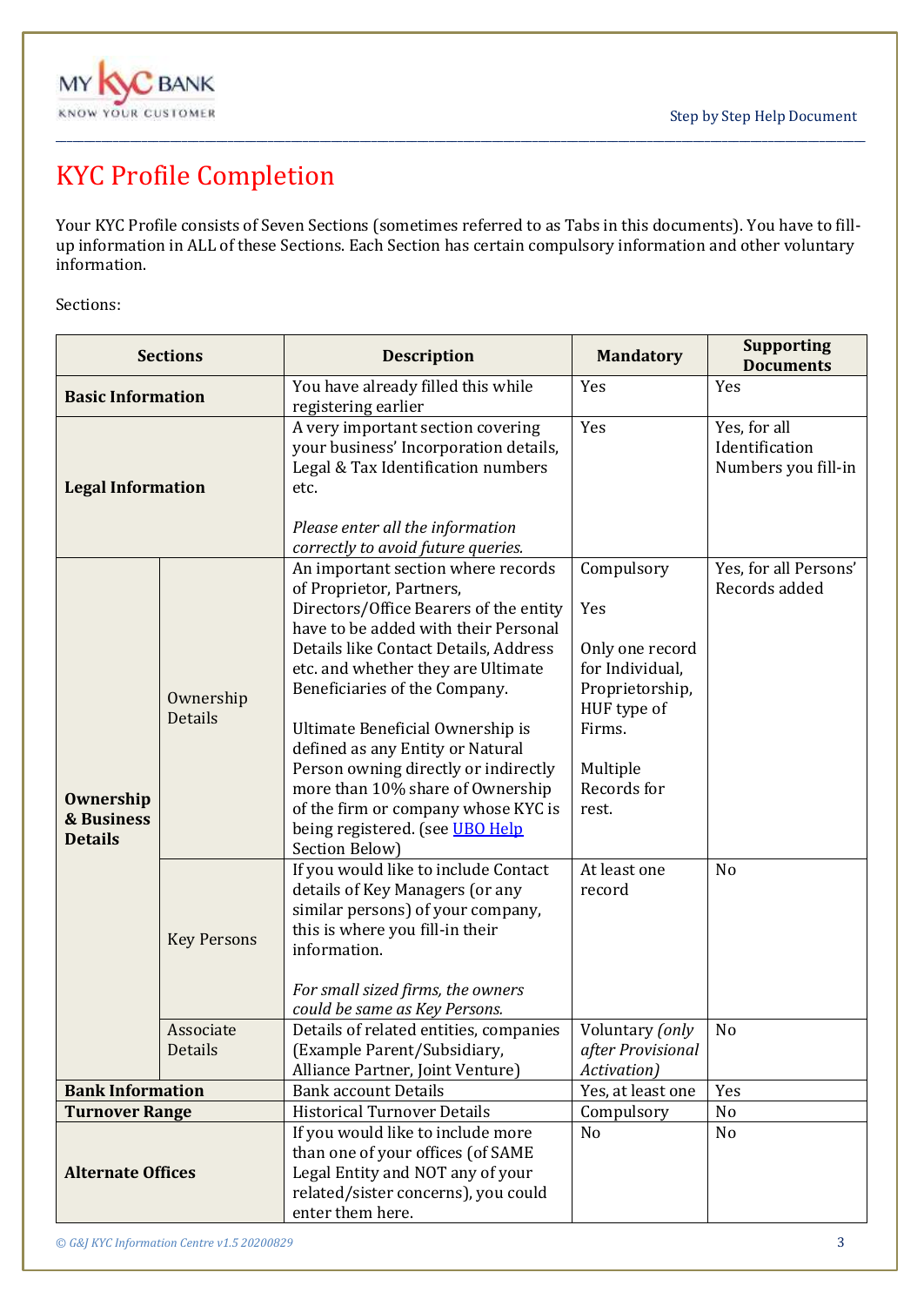# KYC Profile Completion

Your KYC Profile consists of Seven Sections (sometimes referred to as Tabs in this documents). You have to fill-up information in ALL of these Sections. Each Section has certain compulsory information and other voluntary information.

Sections:

| Sections | | Description | Mandatory | Supporting Documents |
|---|---|---|---|---|
| **Basic Information** | | You have already filled this while registering earlier | Yes | Yes |
| **Legal Information** | | A very important section covering your business' Incorporation details, Legal & Tax Identification numbers etc.<br><br>*Please enter all the information correctly to avoid future queries.* | Yes | Yes, for all Identification Numbers you fill-in |
| **Ownership & Business Details** | Ownership Details | An important section where records of Proprietor, Partners, Directors/Office Bearers of the entity have to be added with their Personal Details like Contact Details, Address etc. and whether they are Ultimate Beneficiaries of the Company.<br><br>Ultimate Beneficial Ownership is defined as any Entity or Natural Person owning directly or indirectly more than 10% share of Ownership of the firm or company whose KYC is being registered. (see [UBO Help]() Section Below) | Compulsory<br><br>Yes<br><br>Only one record for Individual, Proprietorship, HUF type of Firms.<br><br>Multiple Records for rest. | Yes, for all Persons' Records added |
| | Key Persons | If you would like to include Contact details of Key Managers (or any similar persons) of your company, this is where you fill-in their information.<br><br>*For small sized firms, the owners could be same as Key Persons.* | At least one record | No |
| | Associate Details | Details of related entities, companies (Example Parent/Subsidiary, Alliance Partner, Joint Venture) | Voluntary *(only after Provisional Activation)* | No |
| **Bank Information** | | Bank account Details | Yes, at least one | Yes |
| **Turnover Range** | | Historical Turnover Details | Compulsory | No |
| **Alternate Offices** | | If you would like to include more than one of your offices (of SAME Legal Entity and NOT any of your related/sister concerns), you could enter them here. | No | No |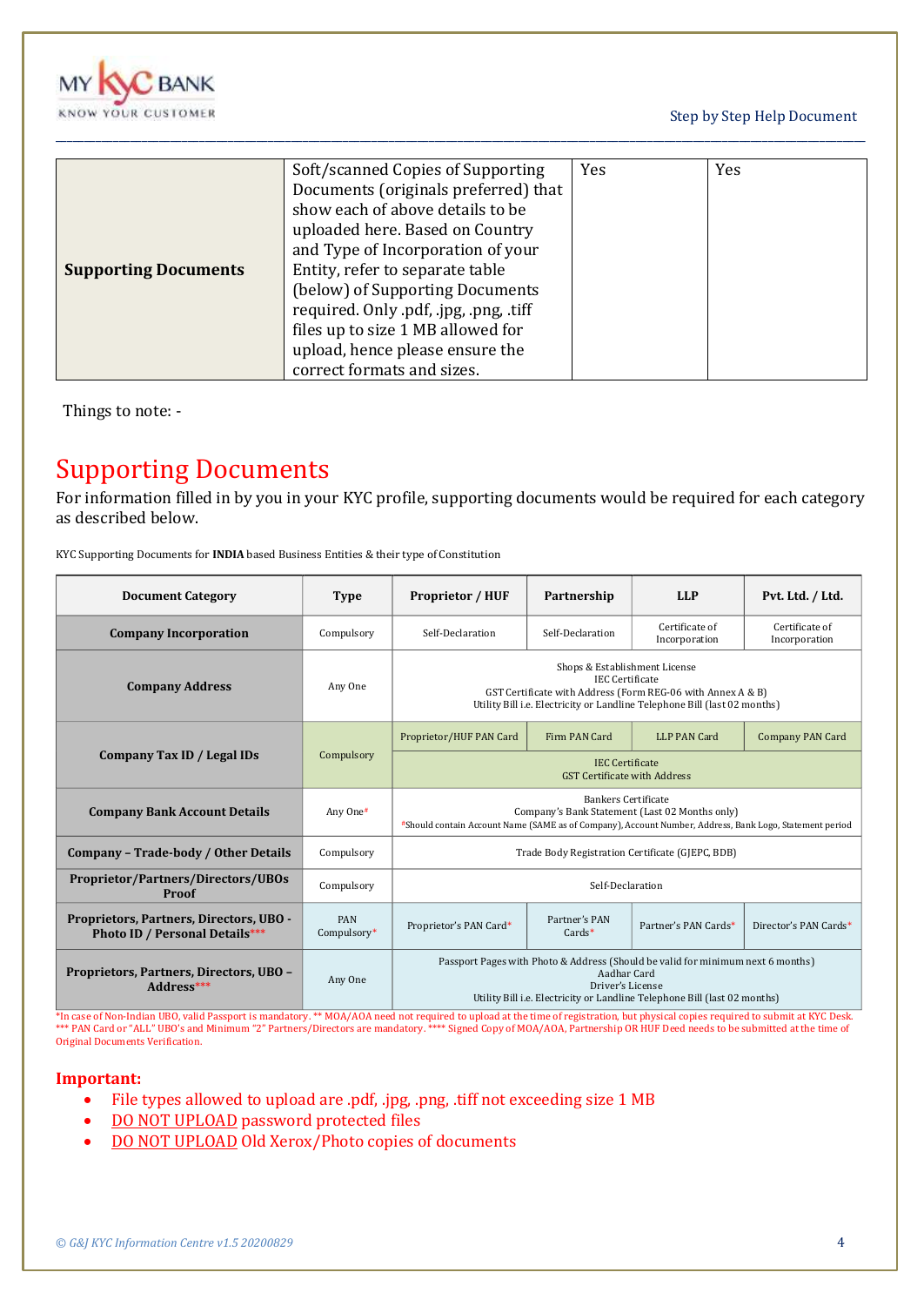| Supporting Documents | Soft/scanned Copies of Supporting Documents (originals preferred) that show each of above details to be uploaded here. Based on Country and Type of Incorporation of your Entity, refer to separate table (below) of Supporting Documents required. Only .pdf, .jpg, .png, .tiff files up to size 1 MB allowed for upload, hence please ensure the correct formats and sizes. | Yes | Yes |
|---|---|---|---|

Things to note: -

# Supporting Documents

For information filled in by you in your KYC profile, supporting documents would be required for each category as described below.

KYC Supporting Documents for **INDIA** based Business Entities & their type of Constitution

| Document Category | Type | Proprietor / HUF | Partnership | LLP | Pvt. Ltd. / Ltd. |
|---|---|---|---|---|---|
| **Company Incorporation** | Compulsory | Self-Declaration | Self-Declaration | Certificate of Incorporation | Certificate of Incorporation |
| **Company Address** | Any One | Shops & Establishment License<br>IEC Certificate<br>GST Certificate with Address (Form REG-06 with Annex A & B)<br>Utility Bill i.e. Electricity or Landline Telephone Bill (last 02 months) | | | |
| **Company Tax ID / Legal IDs** | Compulsory | Proprietor/HUF PAN Card | Firm PAN Card | LLP PAN Card | Company PAN Card |
| | | IEC Certificate<br>GST Certificate with Address | | | |
| **Company Bank Account Details** | Any One* | Bankers Certificate<br>Company's Bank Statement (Last 02 Months only)<br>*Should contain Account Name (SAME as of Company), Account Number, Address, Bank Logo, Statement period | | | |
| **Company – Trade-body / Other Details** | Compulsory | Trade Body Registration Certificate (GJEPC, BDB) | | | |
| **Proprietor/Partners/Directors/UBOs Proof** | Compulsory | Self-Declaration | | | |
| **Proprietors, Partners, Directors, UBO - Photo ID / Personal Details*** ** | PAN Compulsory* | Proprietor's PAN Card* | Partner's PAN Cards* | Partner's PAN Cards* | Director's PAN Cards* |
| **Proprietors, Partners, Directors, UBO – Address*** ** | Any One | Passport Pages with Photo & Address (Should be valid for minimum next 6 months)<br>Aadhar Card<br>Driver's License<br>Utility Bill i.e. Electricity or Landline Telephone Bill (last 02 months) | | | |

*In case of Non-Indian UBO, valid Passport is mandatory. ** MOA/AOA need not required to upload at the time of registration, but physical copies required to submit at KYC Desk. *** PAN Card or "ALL" UBO's and Minimum "2" Partners/Directors are mandatory. **** Signed Copy of MOA/AOA, Partnership OR HUF Deed needs to be submitted at the time of Original Documents Verification.

**Important:**

- File types allowed to upload are .pdf, .jpg, .png, .tiff not exceeding size 1 MB
- DO NOT UPLOAD password protected files
- DO NOT UPLOAD Old Xerox/Photo copies of documents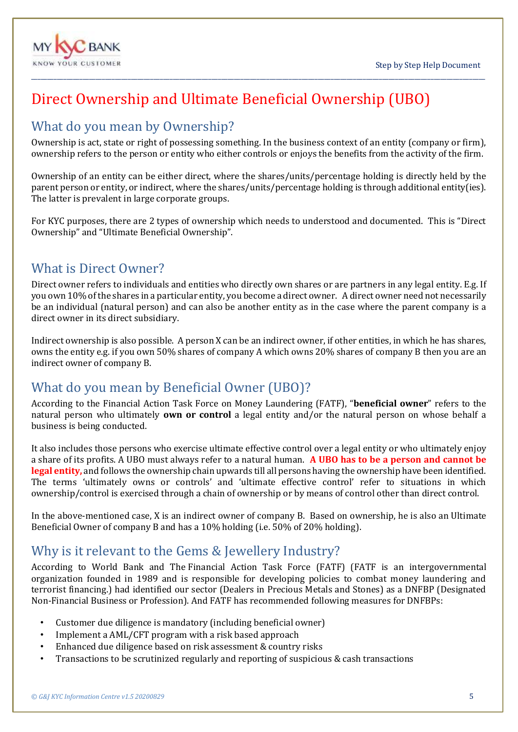# Direct Ownership and Ultimate Beneficial Ownership (UBO)

## What do you mean by Ownership?

Ownership is act, state or right of possessing something. In the business context of an entity (company or firm), ownership refers to the person or entity who either controls or enjoys the benefits from the activity of the firm.

Ownership of an entity can be either direct, where the shares/units/percentage holding is directly held by the parent person or entity, or indirect, where the shares/units/percentage holding is through additional entity(ies). The latter is prevalent in large corporate groups.

For KYC purposes, there are 2 types of ownership which needs to understood and documented. This is "Direct Ownership" and "Ultimate Beneficial Ownership".

## What is Direct Owner?

Direct owner refers to individuals and entities who directly own shares or are partners in any legal entity. E.g. If you own 10% of the shares in a particular entity, you become a direct owner. A direct owner need not necessarily be an individual (natural person) and can also be another entity as in the case where the parent company is a direct owner in its direct subsidiary.

Indirect ownership is also possible. A person X can be an indirect owner, if other entities, in which he has shares, owns the entity e.g. if you own 50% shares of company A which owns 20% shares of company B then you are an indirect owner of company B.

## What do you mean by Beneficial Owner (UBO)?

According to the Financial Action Task Force on Money Laundering (FATF), "**beneficial owner**" refers to the natural person who ultimately **own or control** a legal entity and/or the natural person on whose behalf a business is being conducted.

It also includes those persons who exercise ultimate effective control over a legal entity or who ultimately enjoy a share of its profits. A UBO must always refer to a natural human. **A UBO has to be a person and cannot be legal entity,** and follows the ownership chain upwards till all persons having the ownership have been identified. The terms 'ultimately owns or controls' and 'ultimate effective control' refer to situations in which ownership/control is exercised through a chain of ownership or by means of control other than direct control.

In the above-mentioned case, X is an indirect owner of company B. Based on ownership, he is also an Ultimate Beneficial Owner of company B and has a 10% holding (i.e. 50% of 20% holding).

## Why is it relevant to the Gems & Jewellery Industry?

According to World Bank and The Financial Action Task Force (FATF) (FATF is an intergovernmental organization founded in 1989 and is responsible for developing policies to combat money laundering and terrorist financing.) had identified our sector (Dealers in Precious Metals and Stones) as a DNFBP (Designated Non-Financial Business or Profession). And FATF has recommended following measures for DNFBPs:

- Customer due diligence is mandatory (including beneficial owner)
- Implement a AML/CFT program with a risk based approach
- Enhanced due diligence based on risk assessment & country risks
- Transactions to be scrutinized regularly and reporting of suspicious & cash transactions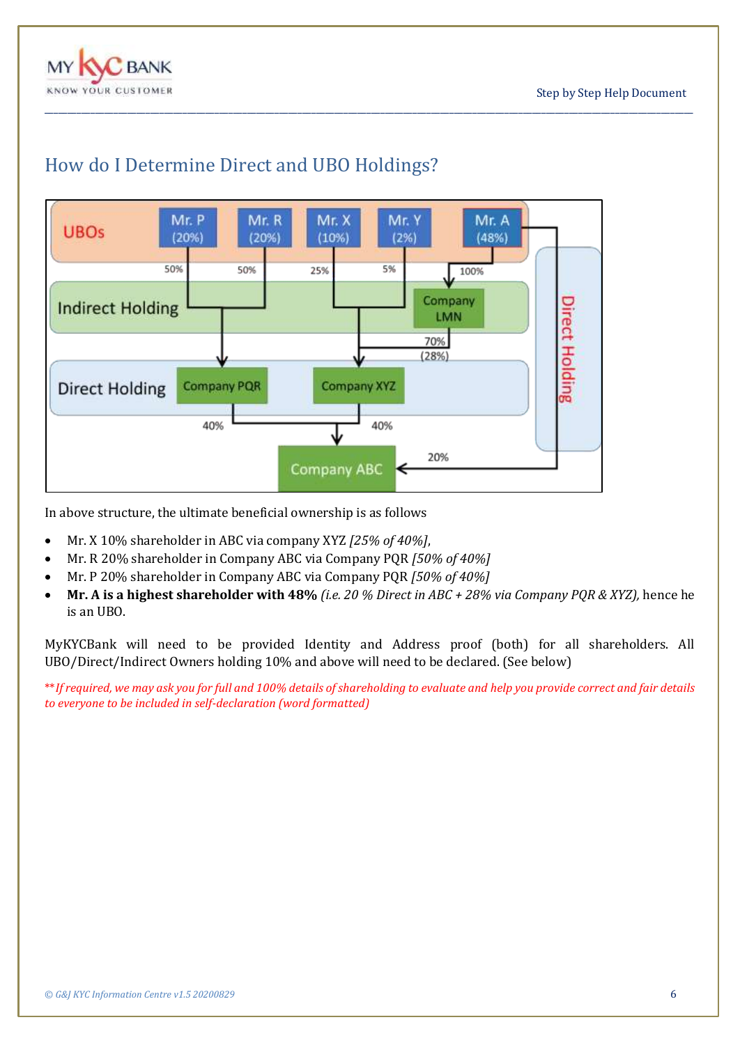## How do I Determine Direct and UBO Holdings?

In above structure, the ultimate beneficial ownership is as follows

- Mr. X 10% shareholder in ABC via company XYZ *[25% of 40%]*,
- Mr. R 20% shareholder in Company ABC via Company PQR *[50% of 40%]*
- Mr. P 20% shareholder in Company ABC via Company PQR *[50% of 40%]*
- **Mr. A is a highest shareholder with 48%** *(i.e. 20 % Direct in ABC + 28% via Company PQR & XYZ),* hence he is an UBO.

MyKYCBank will need to be provided Identity and Address proof (both) for all shareholders. All UBO/Direct/Indirect Owners holding 10% and above will need to be declared. (See below)

*\*\*If required, we may ask you for full and 100% details of shareholding to evaluate and help you provide correct and fair details to everyone to be included in self-declaration (word formatted)*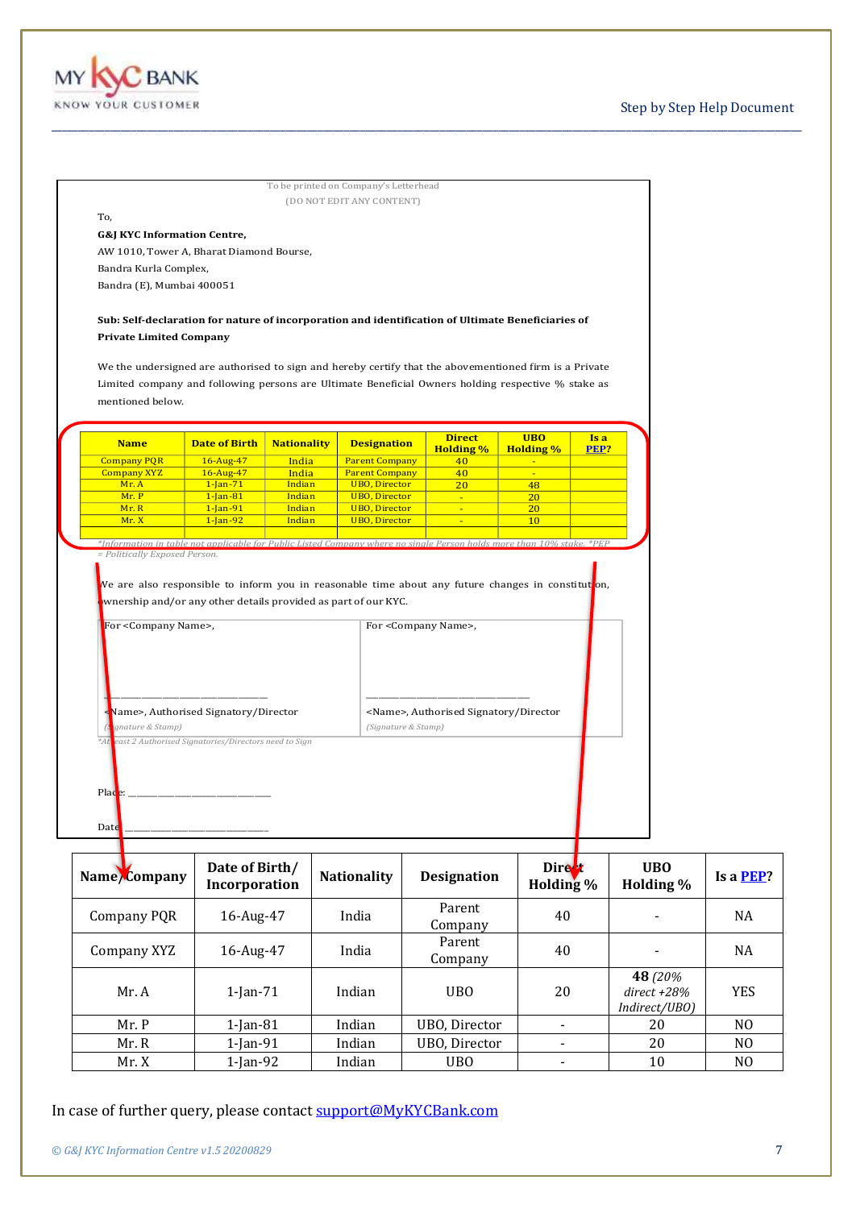To be printed on Company's Letterhead
(DO NOT EDIT ANY CONTENT)

To,

**G&J KYC Information Centre,**
AW 1010, Tower A, Bharat Diamond Bourse,
Bandra Kurla Complex,
Bandra (E), Mumbai 400051

**Sub: Self-declaration for nature of incorporation and identification of Ultimate Beneficiaries of Private Limited Company**

We the undersigned are authorised to sign and hereby certify that the abovementioned firm is a Private Limited company and following persons are Ultimate Beneficial Owners holding respective % stake as mentioned below.

| Name | Date of Birth | Nationality | Designation | Direct Holding % | UBO Holding % | Is a PEP? |
|---|---|---|---|---|---|---|
| Company PQR | 16-Aug-47 | India | Parent Company | 40 | - | |
| Company XYZ | 16-Aug-47 | India | Parent Company | 40 | - | |
| Mr. A | 1-Jan-71 | Indian | UBO, Director | 20 | 48 | |
| Mr. P | 1-Jan-81 | Indian | UBO, Director | - | 20 | |
| Mr. R | 1-Jan-91 | Indian | UBO, Director | - | 20 | |
| Mr. X | 1-Jan-92 | Indian | UBO, Director | - | 10 | |
| | | | | | | |

*Information in table not applicable for Public Listed Company where no single Person holds more than 10% stake. *PEP = Politically Exposed Person.*

We are also responsible to inform you in reasonable time about any future changes in constitution, ownership and/or any other details provided as part of our KYC.

| For <Company Name>, | For <Company Name>, |
|---|---|
| ______________________ | ______________________ |
| <Name>, Authorised Signatory/Director | <Name>, Authorised Signatory/Director |
| *(Signature & Stamp)* | *(Signature & Stamp)* |

*At least 2 Authorised Signatories/Directors need to Sign*

Place: ______________________

Date: ______________________

| Name/Company | Date of Birth/ Incorporation | Nationality | Designation | Direct Holding % | UBO Holding % | Is a PEP? |
|---|---|---|---|---|---|---|
| Company PQR | 16-Aug-47 | India | Parent Company | 40 | - | NA |
| Company XYZ | 16-Aug-47 | India | Parent Company | 40 | - | NA |
| Mr. A | 1-Jan-71 | Indian | UBO | 20 | **48** *(20% direct +28% Indirect/UBO)* | YES |
| Mr. P | 1-Jan-81 | Indian | UBO, Director | - | 20 | NO |
| Mr. R | 1-Jan-91 | Indian | UBO, Director | - | 20 | NO |
| Mr. X | 1-Jan-92 | Indian | UBO | - | 10 | NO |

In case of further query, please contact support@MyKYCBank.com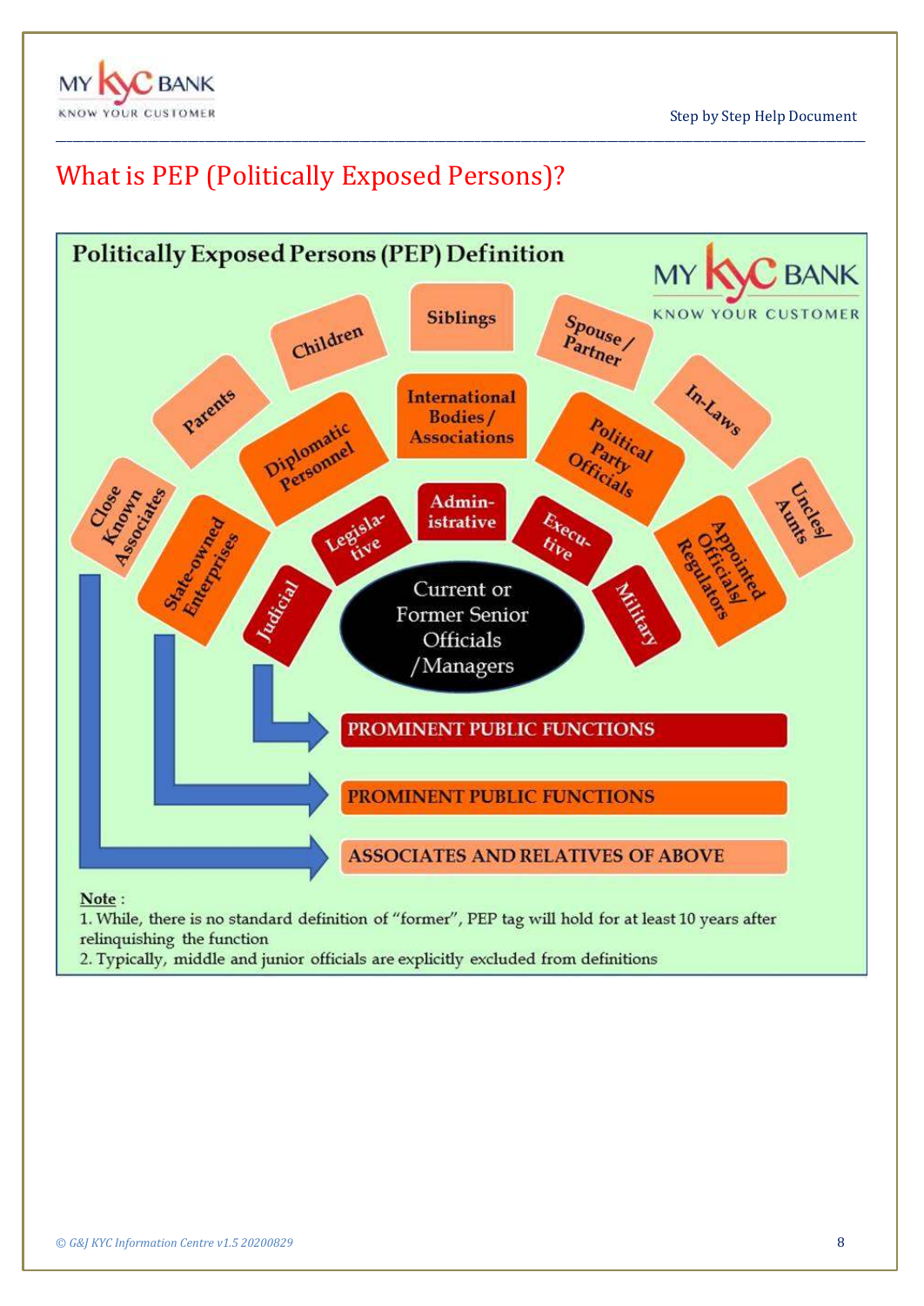# What is PEP (Politically Exposed Persons)?

## Politically Exposed Persons (PEP) Definition

Current or Former Senior Officials /Managers

Judicial, Legislative, Administrative, Executive, Military → PROMINENT PUBLIC FUNCTIONS

State-owned Enterprises, Diplomatic Personnel, International Bodies / Associations, Political Party Officials, Appointed Officials/ Regulators → PROMINENT PUBLIC FUNCTIONS

Close Known Associates, Parents, Children, Siblings, Spouse / Partner, In-Laws, Uncles/ Aunts → ASSOCIATES AND RELATIVES OF ABOVE

**Note** :

1. While, there is no standard definition of "former", PEP tag will hold for at least 10 years after relinquishing the function
2. Typically, middle and junior officials are explicitly excluded from definitions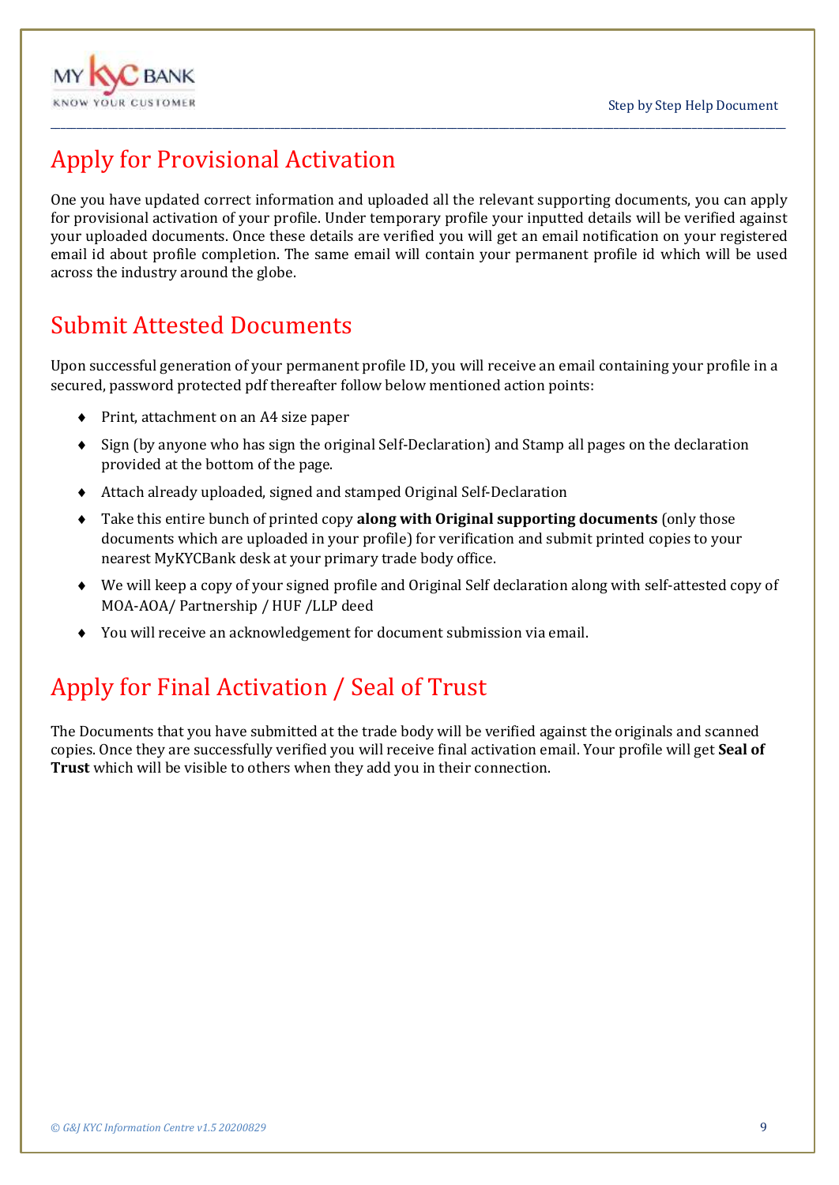## Apply for Provisional Activation

One you have updated correct information and uploaded all the relevant supporting documents, you can apply for provisional activation of your profile. Under temporary profile your inputted details will be verified against your uploaded documents. Once these details are verified you will get an email notification on your registered email id about profile completion. The same email will contain your permanent profile id which will be used across the industry around the globe.

## Submit Attested Documents

Upon successful generation of your permanent profile ID, you will receive an email containing your profile in a secured, password protected pdf thereafter follow below mentioned action points:

- Print, attachment on an A4 size paper
- Sign (by anyone who has sign the original Self-Declaration) and Stamp all pages on the declaration provided at the bottom of the page.
- Attach already uploaded, signed and stamped Original Self-Declaration
- Take this entire bunch of printed copy **along with Original supporting documents** (only those documents which are uploaded in your profile) for verification and submit printed copies to your nearest MyKYCBank desk at your primary trade body office.
- We will keep a copy of your signed profile and Original Self declaration along with self-attested copy of MOA-AOA/ Partnership / HUF /LLP deed
- You will receive an acknowledgement for document submission via email.

## Apply for Final Activation / Seal of Trust

The Documents that you have submitted at the trade body will be verified against the originals and scanned copies. Once they are successfully verified you will receive final activation email. Your profile will get **Seal of Trust** which will be visible to others when they add you in their connection.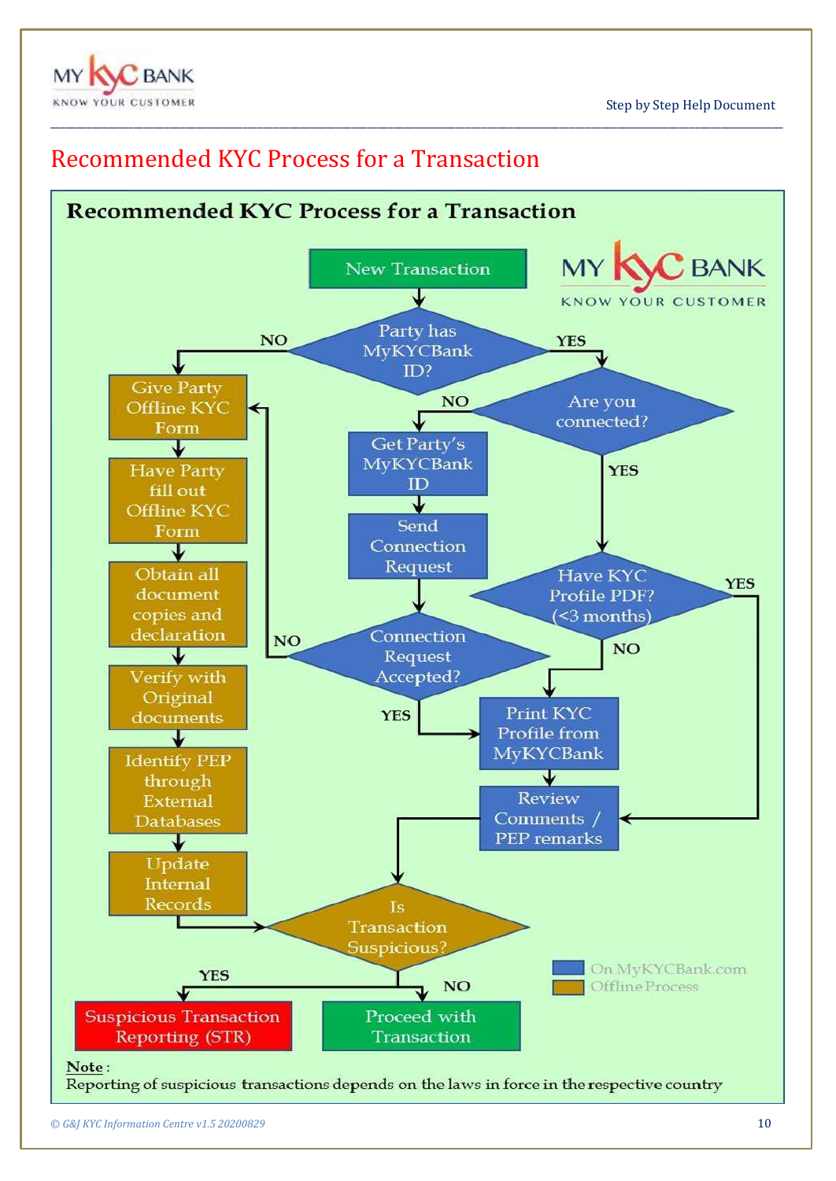# Recommended KYC Process for a Transaction

**Recommended KYC Process for a Transaction**

MY KYC BANK
KNOW YOUR CUSTOMER

New Transaction

Party has MyKYCBank ID?

NO

YES

Give Party Offline KYC Form

Have Party fill out Offline KYC Form

Obtain all document copies and declaration

Verify with Original documents

Identify PEP through External Databases

Update Internal Records

Are you connected?

NO

YES

Get Party's MyKYCBank ID

Send Connection Request

Connection Request Accepted?

NO

YES

Have KYC Profile PDF? (<3 months)

YES

NO

Print KYC Profile from MyKYCBank

Review Comments / PEP remarks

Is Transaction Suspicious?

YES

NO

Suspicious Transaction Reporting (STR)

Proceed with Transaction

On MyKYCBank.com

Offline Process

**Note** :
Reporting of suspicious transactions depends on the laws in force in the respective country

*© G&J KYC Information Centre v1.5 20200829*